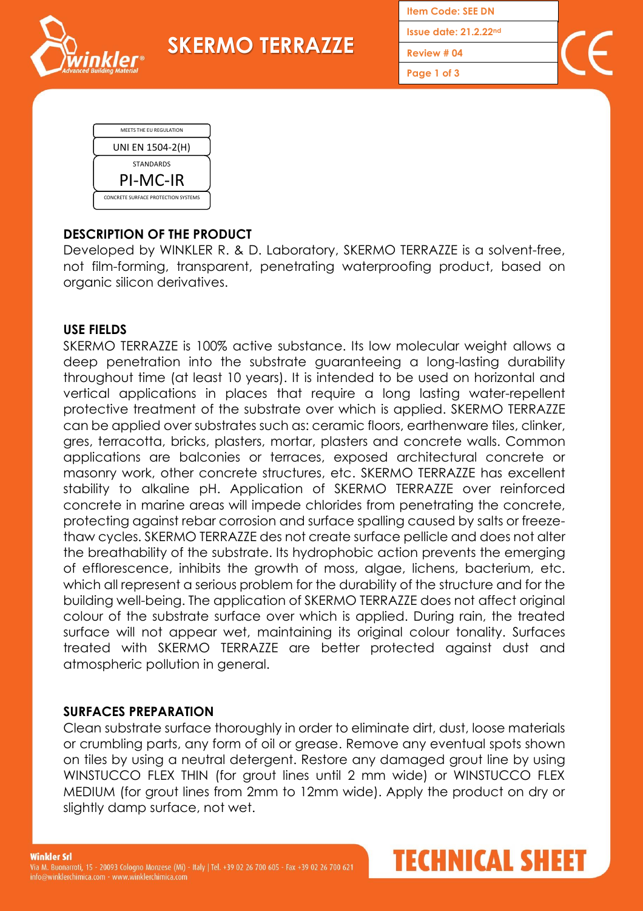# SKERMO TERRAZZE

| Item Code: SEE DN |
|---|
| Issue date: 21.2.22nd |
| Review # 04 |

MEETS THE EU REGULATION
UNI EN 1504-2(H)
STANDARDS
PI-MC-IR
CONCRETE SURFACE PROTECTION SYSTEMS

## DESCRIPTION OF THE PRODUCT

Developed by WINKLER R. & D. Laboratory, SKERMO TERRAZZE is a solvent-free, not film-forming, transparent, penetrating waterproofing product, based on organic silicon derivatives.

## USE FIELDS

SKERMO TERRAZZE is 100% active substance. Its low molecular weight allows a deep penetration into the substrate guaranteeing a long-lasting durability throughout time (at least 10 years). It is intended to be used on horizontal and vertical applications in places that require a long lasting water-repellent protective treatment of the substrate over which is applied. SKERMO TERRAZZE can be applied over substrates such as: ceramic floors, earthenware tiles, clinker, gres, terracotta, bricks, plasters, mortar, plasters and concrete walls. Common applications are balconies or terraces, exposed architectural concrete or masonry work, other concrete structures, etc. SKERMO TERRAZZE has excellent stability to alkaline pH. Application of SKERMO TERRAZZE over reinforced concrete in marine areas will impede chlorides from penetrating the concrete, protecting against rebar corrosion and surface spalling caused by salts or freeze-thaw cycles. SKERMO TERRAZZE des not create surface pellicle and does not alter the breathability of the substrate. Its hydrophobic action prevents the emerging of efflorescence, inhibits the growth of moss, algae, lichens, bacterium, etc. which all represent a serious problem for the durability of the structure and for the building well-being. The application of SKERMO TERRAZZE does not affect original colour of the substrate surface over which is applied. During rain, the treated surface will not appear wet, maintaining its original colour tonality. Surfaces treated with SKERMO TERRAZZE are better protected against dust and atmospheric pollution in general.

## SURFACES PREPARATION

Clean substrate surface thoroughly in order to eliminate dirt, dust, loose materials or crumbling parts, any form of oil or grease. Remove any eventual spots shown on tiles by using a neutral detergent. Restore any damaged grout line by using WINSTUCCO FLEX THIN (for grout lines until 2 mm wide) or WINSTUCCO FLEX MEDIUM (for grout lines from 2mm to 12mm wide). Apply the product on dry or slightly damp surface, not wet.

**Winkler Srl**
Via M. Buonarroti, 15 - 20093 Cologno Monzese (Mi) - Italy | Tel. +39 02 26 700 605 - Fax +39 02 26 700 621
info@winklerchimica.com - www.winklerchimica.com

TECHNICAL SHEET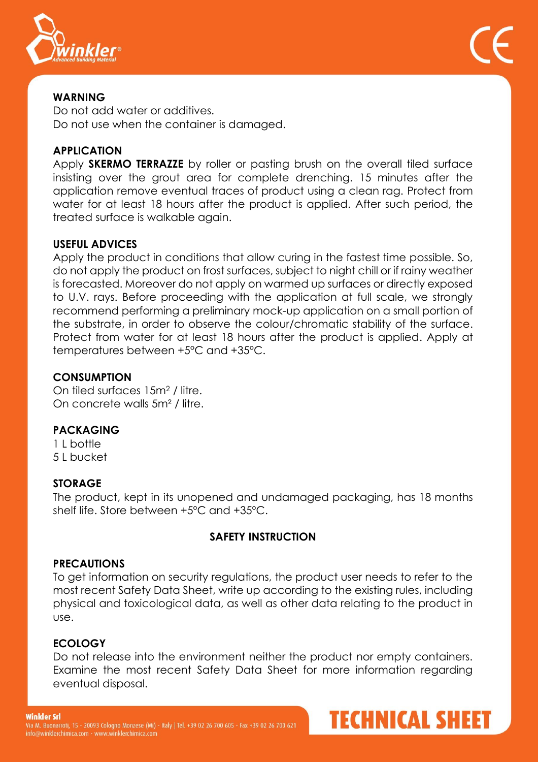## WARNING

Do not add water or additives.
Do not use when the container is damaged.

## APPLICATION

Apply **SKERMO TERRAZZE** by roller or pasting brush on the overall tiled surface insisting over the grout area for complete drenching. 15 minutes after the application remove eventual traces of product using a clean rag. Protect from water for at least 18 hours after the product is applied. After such period, the treated surface is walkable again.

## USEFUL ADVICES

Apply the product in conditions that allow curing in the fastest time possible. So, do not apply the product on frost surfaces, subject to night chill or if rainy weather is forecasted. Moreover do not apply on warmed up surfaces or directly exposed to U.V. rays. Before proceeding with the application at full scale, we strongly recommend performing a preliminary mock-up application on a small portion of the substrate, in order to observe the colour/chromatic stability of the surface. Protect from water for at least 18 hours after the product is applied. Apply at temperatures between +5°C and +35°C.

## CONSUMPTION

On tiled surfaces 15m$^2$ / litre.
On concrete walls 5m$^2$ / litre.

## PACKAGING

1 L bottle
5 L bucket

## STORAGE

The product, kept in its unopened and undamaged packaging, has 18 months shelf life. Store between +5°C and +35°C.

## SAFETY INSTRUCTION

## PRECAUTIONS

To get information on security regulations, the product user needs to refer to the most recent Safety Data Sheet, write up according to the existing rules, including physical and toxicological data, as well as other data relating to the product in use.

## ECOLOGY

Do not release into the environment neither the product nor empty containers. Examine the most recent Safety Data Sheet for more information regarding eventual disposal.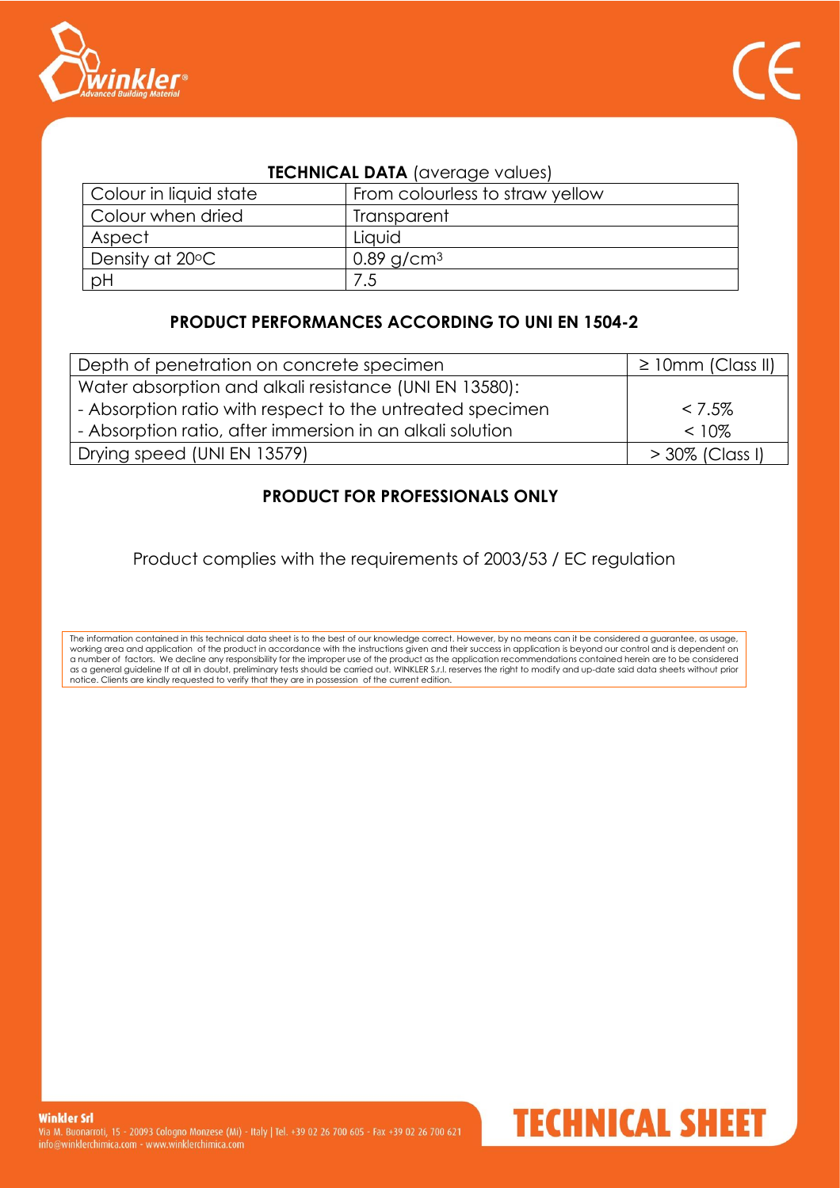**TECHNICAL DATA** (average values)

| | |
|---|---|
| Colour in liquid state | From colourless to straw yellow |
| Colour when dried | Transparent |
| Aspect | Liquid |
| Density at 20°C | 0.89 g/cm³ |
| pH | 7.5 |

**PRODUCT PERFORMANCES ACCORDING TO UNI EN 1504-2**

| | |
|---|---|
| Depth of penetration on concrete specimen | ≥ 10mm (Class II) |
| Water absorption and alkali resistance (UNI EN 13580): | |
| - Absorption ratio with respect to the untreated specimen | < 7.5% |
| - Absorption ratio, after immersion in an alkali solution | < 10% |
| Drying speed (UNI EN 13579) | > 30% (Class I) |

**PRODUCT FOR PROFESSIONALS ONLY**

Product complies with the requirements of 2003/53 / EC regulation

The information contained in this technical data sheet is to the best of our knowledge correct. However, by no means can it be considered a guarantee, as usage, working area and application of the product in accordance with the instructions given and their success in application is beyond our control and is dependent on a number of factors. We decline any responsibility for the improper use of the product as the application recommendations contained herein are to be considered as a general guideline If at all in doubt, preliminary tests should be carried out. WINKLER S.r.l. reserves the right to modify and up-date said data sheets without prior notice. Clients are kindly requested to verify that they are in possession of the current edition.